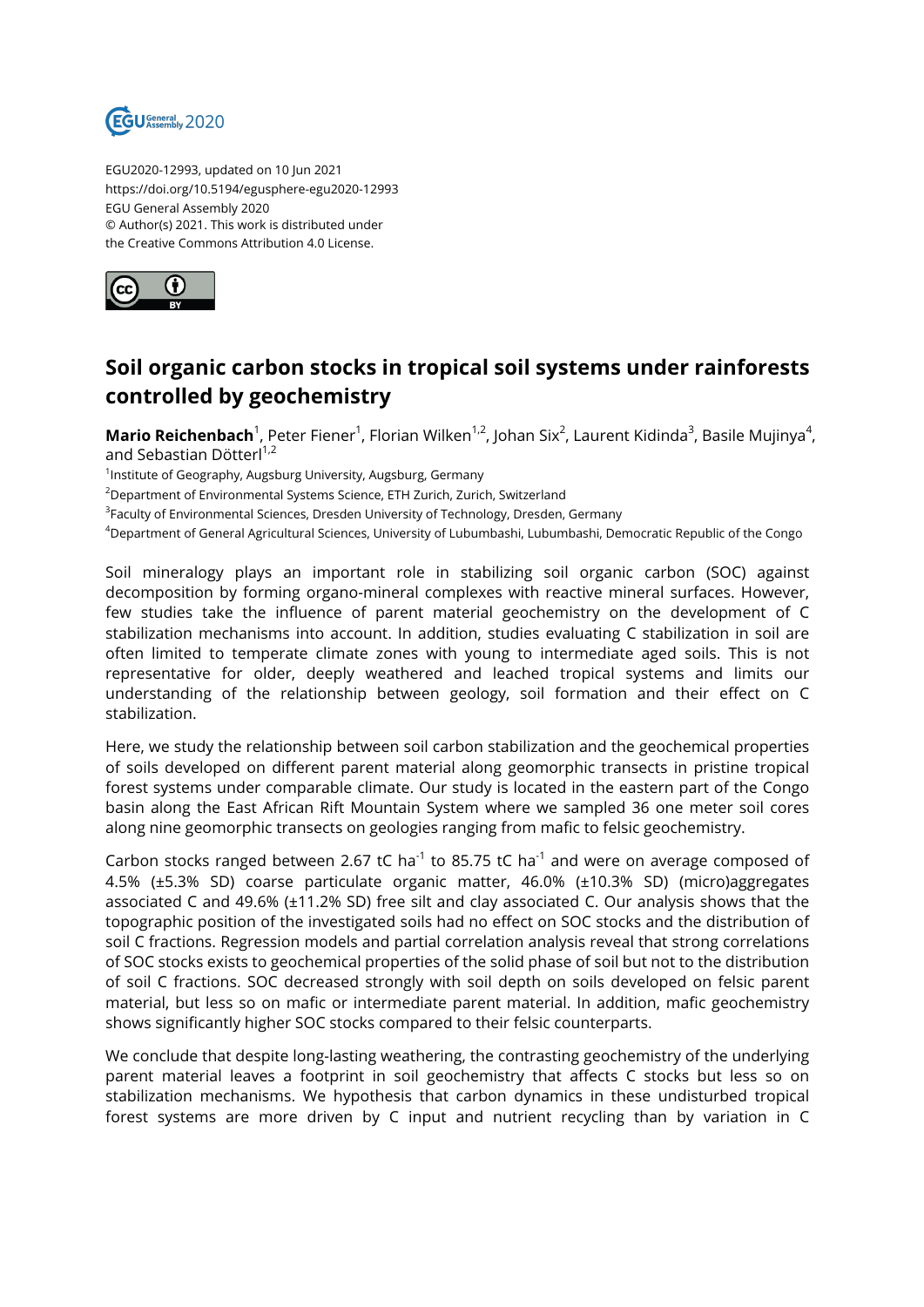EGU2020-12993, updated on 10 Jun 2021
https://doi.org/10.5194/egusphere-egu2020-12993
EGU General Assembly 2020
© Author(s) 2021. This work is distributed under
the Creative Commons Attribution 4.0 License.

# Soil organic carbon stocks in tropical soil systems under rainforests controlled by geochemistry

**Mario Reichenbach**[1], Peter Fiener[1], Florian Wilken[1,2], Johan Six[2], Laurent Kidinda[3], Basile Mujinya[4], and Sebastian Dötterl[1,2]

[1]Institute of Geography, Augsburg University, Augsburg, Germany
[2]Department of Environmental Systems Science, ETH Zurich, Zurich, Switzerland
[3]Faculty of Environmental Sciences, Dresden University of Technology, Dresden, Germany
[4]Department of General Agricultural Sciences, University of Lubumbashi, Lubumbashi, Democratic Republic of the Congo

Soil mineralogy plays an important role in stabilizing soil organic carbon (SOC) against decomposition by forming organo-mineral complexes with reactive mineral surfaces. However, few studies take the influence of parent material geochemistry on the development of C stabilization mechanisms into account. In addition, studies evaluating C stabilization in soil are often limited to temperate climate zones with young to intermediate aged soils. This is not representative for older, deeply weathered and leached tropical systems and limits our understanding of the relationship between geology, soil formation and their effect on C stabilization.

Here, we study the relationship between soil carbon stabilization and the geochemical properties of soils developed on different parent material along geomorphic transects in pristine tropical forest systems under comparable climate. Our study is located in the eastern part of the Congo basin along the East African Rift Mountain System where we sampled 36 one meter soil cores along nine geomorphic transects on geologies ranging from mafic to felsic geochemistry.

Carbon stocks ranged between 2.67 tC $ha^{-1}$ to 85.75 tC $ha^{-1}$ and were on average composed of 4.5% (±5.3% SD) coarse particulate organic matter, 46.0% (±10.3% SD) (micro)aggregates associated C and 49.6% (±11.2% SD) free silt and clay associated C. Our analysis shows that the topographic position of the investigated soils had no effect on SOC stocks and the distribution of soil C fractions. Regression models and partial correlation analysis reveal that strong correlations of SOC stocks exists to geochemical properties of the solid phase of soil but not to the distribution of soil C fractions. SOC decreased strongly with soil depth on soils developed on felsic parent material, but less so on mafic or intermediate parent material. In addition, mafic geochemistry shows significantly higher SOC stocks compared to their felsic counterparts.

We conclude that despite long-lasting weathering, the contrasting geochemistry of the underlying parent material leaves a footprint in soil geochemistry that affects C stocks but less so on stabilization mechanisms. We hypothesis that carbon dynamics in these undisturbed tropical forest systems are more driven by C input and nutrient recycling than by variation in C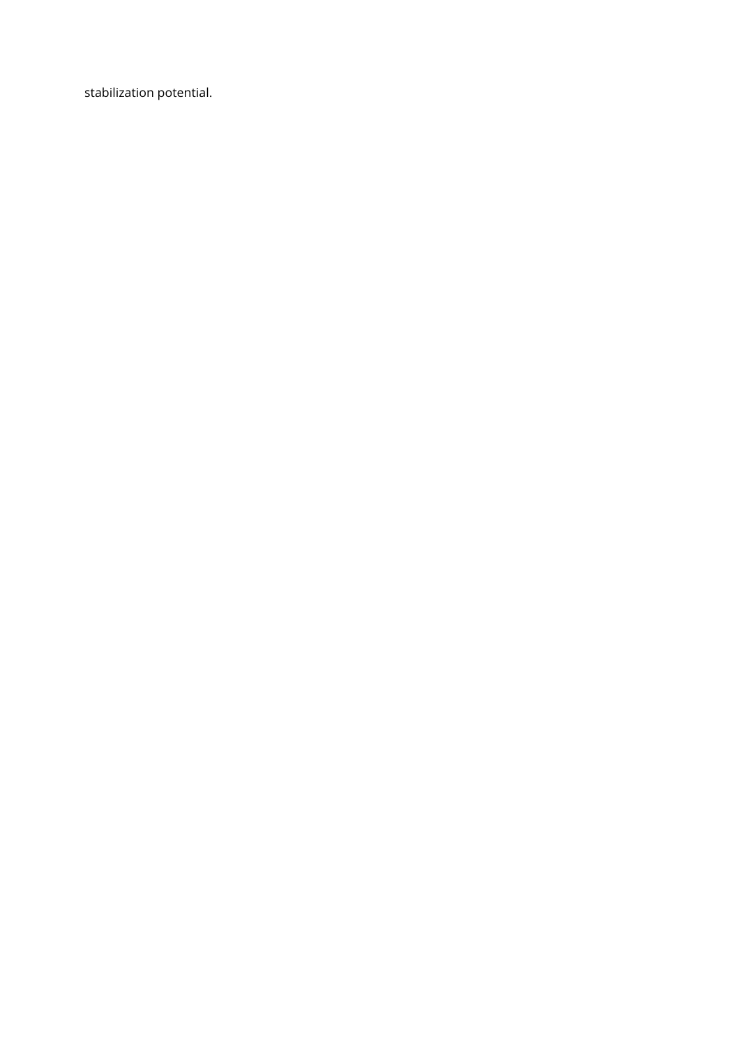stabilization potential.